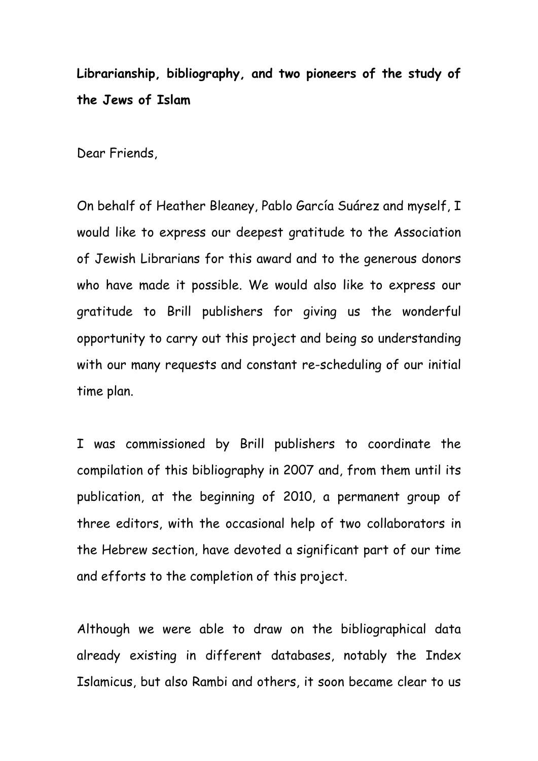**Librarianship, bibliography, and two pioneers of the study of the Jews of Islam**

Dear Friends,

On behalf of Heather Bleaney, Pablo García Suárez and myself, I would like to express our deepest gratitude to the Association of Jewish Librarians for this award and to the generous donors who have made it possible. We would also like to express our gratitude to Brill publishers for giving us the wonderful opportunity to carry out this project and being so understanding with our many requests and constant re-scheduling of our initial time plan.

I was commissioned by Brill publishers to coordinate the compilation of this bibliography in 2007 and, from them until its publication, at the beginning of 2010, a permanent group of three editors, with the occasional help of two collaborators in the Hebrew section, have devoted a significant part of our time and efforts to the completion of this project.

Although we were able to draw on the bibliographical data already existing in different databases, notably the Index Islamicus, but also Rambi and others, it soon became clear to us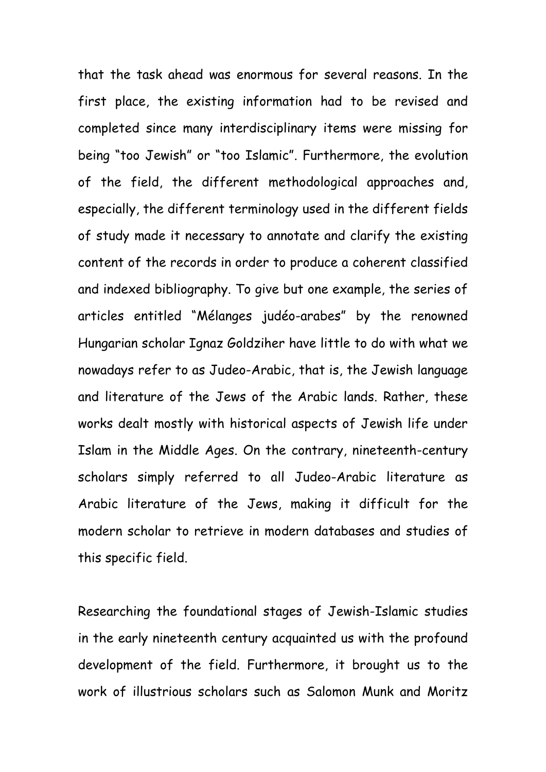that the task ahead was enormous for several reasons. In the first place, the existing information had to be revised and completed since many interdisciplinary items were missing for being "too Jewish" or "too Islamic". Furthermore, the evolution of the field, the different methodological approaches and, especially, the different terminology used in the different fields of study made it necessary to annotate and clarify the existing content of the records in order to produce a coherent classified and indexed bibliography. To give but one example, the series of articles entitled "Mélanges judéo-arabes" by the renowned Hungarian scholar Ignaz Goldziher have little to do with what we nowadays refer to as Judeo-Arabic, that is, the Jewish language and literature of the Jews of the Arabic lands. Rather, these works dealt mostly with historical aspects of Jewish life under Islam in the Middle Ages. On the contrary, nineteenth-century scholars simply referred to all Judeo-Arabic literature as Arabic literature of the Jews, making it difficult for the modern scholar to retrieve in modern databases and studies of this specific field.

Researching the foundational stages of Jewish-Islamic studies in the early nineteenth century acquainted us with the profound development of the field. Furthermore, it brought us to the work of illustrious scholars such as Salomon Munk and Moritz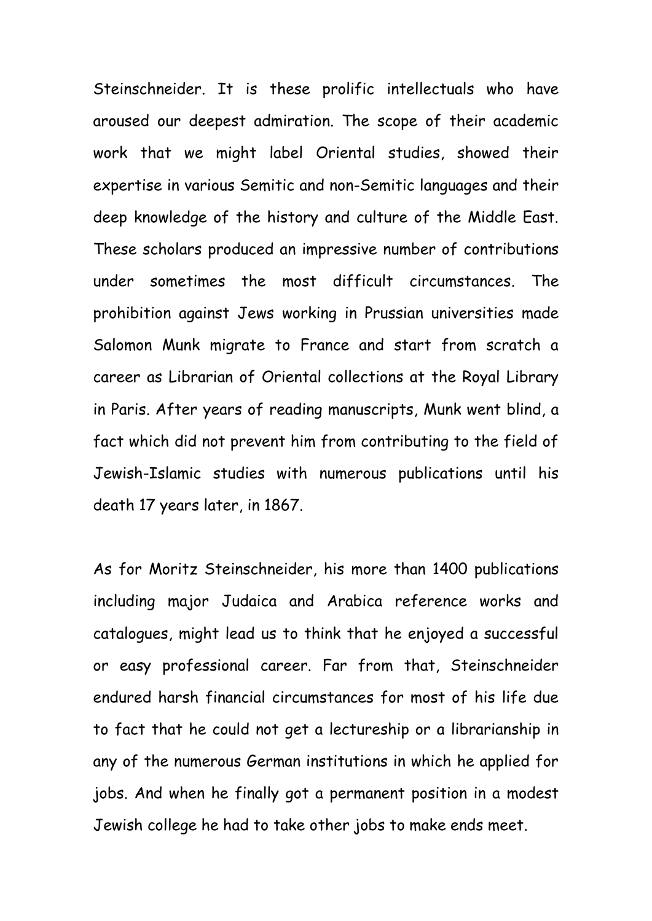Steinschneider. It is these prolific intellectuals who have aroused our deepest admiration. The scope of their academic work that we might label Oriental studies, showed their expertise in various Semitic and non-Semitic languages and their deep knowledge of the history and culture of the Middle East. These scholars produced an impressive number of contributions under sometimes the most difficult circumstances. The prohibition against Jews working in Prussian universities made Salomon Munk migrate to France and start from scratch a career as Librarian of Oriental collections at the Royal Library in Paris. After years of reading manuscripts, Munk went blind, a fact which did not prevent him from contributing to the field of Jewish-Islamic studies with numerous publications until his death 17 years later, in 1867.

As for Moritz Steinschneider, his more than 1400 publications including major Judaica and Arabica reference works and catalogues, might lead us to think that he enjoyed a successful or easy professional career. Far from that, Steinschneider endured harsh financial circumstances for most of his life due to fact that he could not get a lectureship or a librarianship in any of the numerous German institutions in which he applied for jobs. And when he finally got a permanent position in a modest Jewish college he had to take other jobs to make ends meet.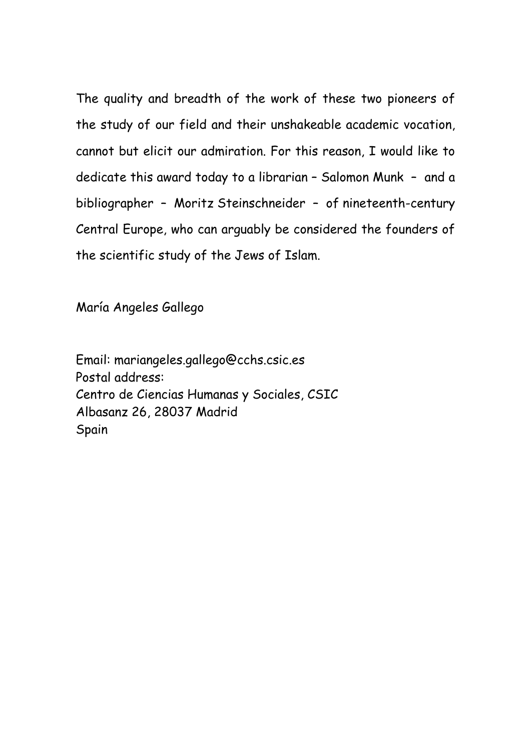The quality and breadth of the work of these two pioneers of the study of our field and their unshakeable academic vocation, cannot but elicit our admiration. For this reason, I would like to dedicate this award today to a librarian – Salomon Munk – and a bibliographer – Moritz Steinschneider – of nineteenth-century Central Europe, who can arguably be considered the founders of the scientific study of the Jews of Islam.

María Angeles Gallego

Email: mariangeles.gallego@cchs.csic.es
Postal address:
Centro de Ciencias Humanas y Sociales, CSIC
Albasanz 26, 28037 Madrid
Spain